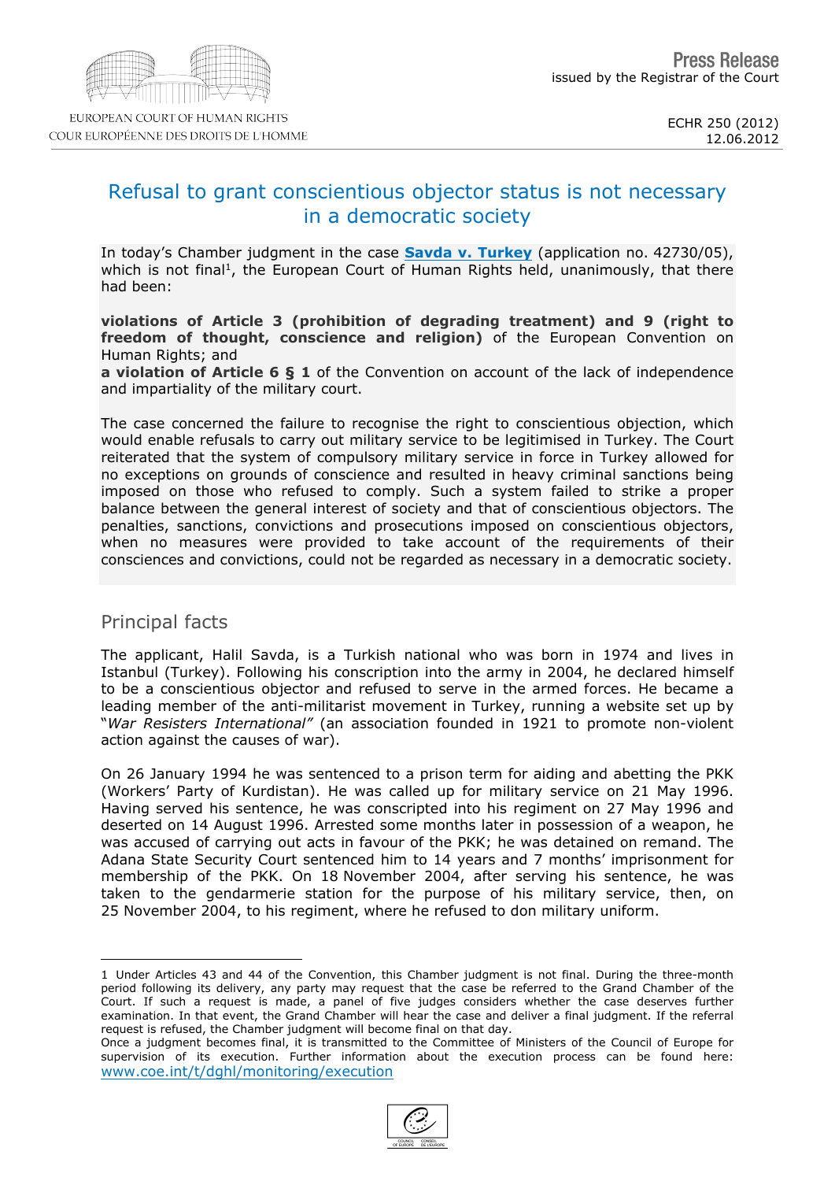EUROPEAN COURT OF HUMAN RIGHTS
COUR EUROPÉENNE DES DROITS DE L'HOMME

**Press Release**
issued by the Registrar of the Court

ECHR 250 (2012)
12.06.2012

# Refusal to grant conscientious objector status is not necessary in a democratic society

In today's Chamber judgment in the case **Savda v. Turkey** (application no. 42730/05), which is not final[1], the European Court of Human Rights held, unanimously, that there had been:

**violations of Article 3 (prohibition of degrading treatment) and 9 (right to freedom of thought, conscience and religion)** of the European Convention on Human Rights; and
**a violation of Article 6 § 1** of the Convention on account of the lack of independence and impartiality of the military court.

The case concerned the failure to recognise the right to conscientious objection, which would enable refusals to carry out military service to be legitimised in Turkey. The Court reiterated that the system of compulsory military service in force in Turkey allowed for no exceptions on grounds of conscience and resulted in heavy criminal sanctions being imposed on those who refused to comply. Such a system failed to strike a proper balance between the general interest of society and that of conscientious objectors. The penalties, sanctions, convictions and prosecutions imposed on conscientious objectors, when no measures were provided to take account of the requirements of their consciences and convictions, could not be regarded as necessary in a democratic society.

## Principal facts

The applicant, Halil Savda, is a Turkish national who was born in 1974 and lives in Istanbul (Turkey). Following his conscription into the army in 2004, he declared himself to be a conscientious objector and refused to serve in the armed forces. He became a leading member of the anti-militarist movement in Turkey, running a website set up by "*War Resisters International"* (an association founded in 1921 to promote non-violent action against the causes of war).

On 26 January 1994 he was sentenced to a prison term for aiding and abetting the PKK (Workers' Party of Kurdistan). He was called up for military service on 21 May 1996. Having served his sentence, he was conscripted into his regiment on 27 May 1996 and deserted on 14 August 1996. Arrested some months later in possession of a weapon, he was accused of carrying out acts in favour of the PKK; he was detained on remand. The Adana State Security Court sentenced him to 14 years and 7 months' imprisonment for membership of the PKK. On 18 November 2004, after serving his sentence, he was taken to the gendarmerie station for the purpose of his military service, then, on 25 November 2004, to his regiment, where he refused to don military uniform.

---

1 Under Articles 43 and 44 of the Convention, this Chamber judgment is not final. During the three-month period following its delivery, any party may request that the case be referred to the Grand Chamber of the Court. If such a request is made, a panel of five judges considers whether the case deserves further examination. In that event, the Grand Chamber will hear the case and deliver a final judgment. If the referral request is refused, the Chamber judgment will become final on that day.
Once a judgment becomes final, it is transmitted to the Committee of Ministers of the Council of Europe for supervision of its execution. Further information about the execution process can be found here: www.coe.int/t/dghl/monitoring/execution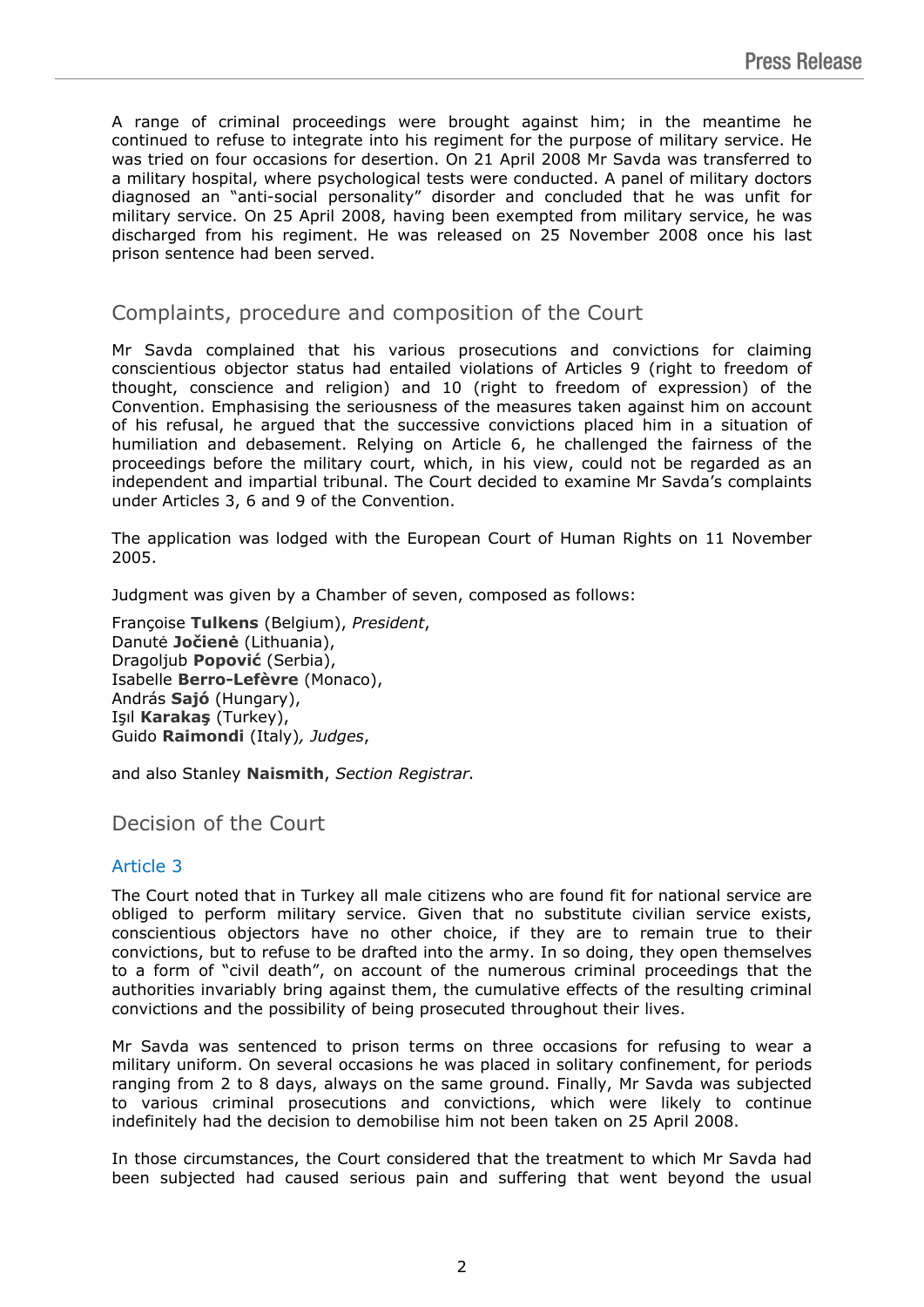A range of criminal proceedings were brought against him; in the meantime he continued to refuse to integrate into his regiment for the purpose of military service. He was tried on four occasions for desertion. On 21 April 2008 Mr Savda was transferred to a military hospital, where psychological tests were conducted. A panel of military doctors diagnosed an "anti-social personality" disorder and concluded that he was unfit for military service. On 25 April 2008, having been exempted from military service, he was discharged from his regiment. He was released on 25 November 2008 once his last prison sentence had been served.

## Complaints, procedure and composition of the Court

Mr Savda complained that his various prosecutions and convictions for claiming conscientious objector status had entailed violations of Articles 9 (right to freedom of thought, conscience and religion) and 10 (right to freedom of expression) of the Convention. Emphasising the seriousness of the measures taken against him on account of his refusal, he argued that the successive convictions placed him in a situation of humiliation and debasement. Relying on Article 6, he challenged the fairness of the proceedings before the military court, which, in his view, could not be regarded as an independent and impartial tribunal. The Court decided to examine Mr Savda's complaints under Articles 3, 6 and 9 of the Convention.

The application was lodged with the European Court of Human Rights on 11 November 2005.

Judgment was given by a Chamber of seven, composed as follows:

Françoise **Tulkens** (Belgium), *President*,
Danutė **Jočienė** (Lithuania),
Dragoljub **Popović** (Serbia),
Isabelle **Berro-Lefèvre** (Monaco),
András **Sajó** (Hungary),
Işıl **Karakaş** (Turkey),
Guido **Raimondi** (Italy), *Judges*,

and also Stanley **Naismith**, *Section Registrar.*

## Decision of the Court

### Article 3

The Court noted that in Turkey all male citizens who are found fit for national service are obliged to perform military service. Given that no substitute civilian service exists, conscientious objectors have no other choice, if they are to remain true to their convictions, but to refuse to be drafted into the army. In so doing, they open themselves to a form of "civil death", on account of the numerous criminal proceedings that the authorities invariably bring against them, the cumulative effects of the resulting criminal convictions and the possibility of being prosecuted throughout their lives.

Mr Savda was sentenced to prison terms on three occasions for refusing to wear a military uniform. On several occasions he was placed in solitary confinement, for periods ranging from 2 to 8 days, always on the same ground. Finally, Mr Savda was subjected to various criminal prosecutions and convictions, which were likely to continue indefinitely had the decision to demobilise him not been taken on 25 April 2008.

In those circumstances, the Court considered that the treatment to which Mr Savda had been subjected had caused serious pain and suffering that went beyond the usual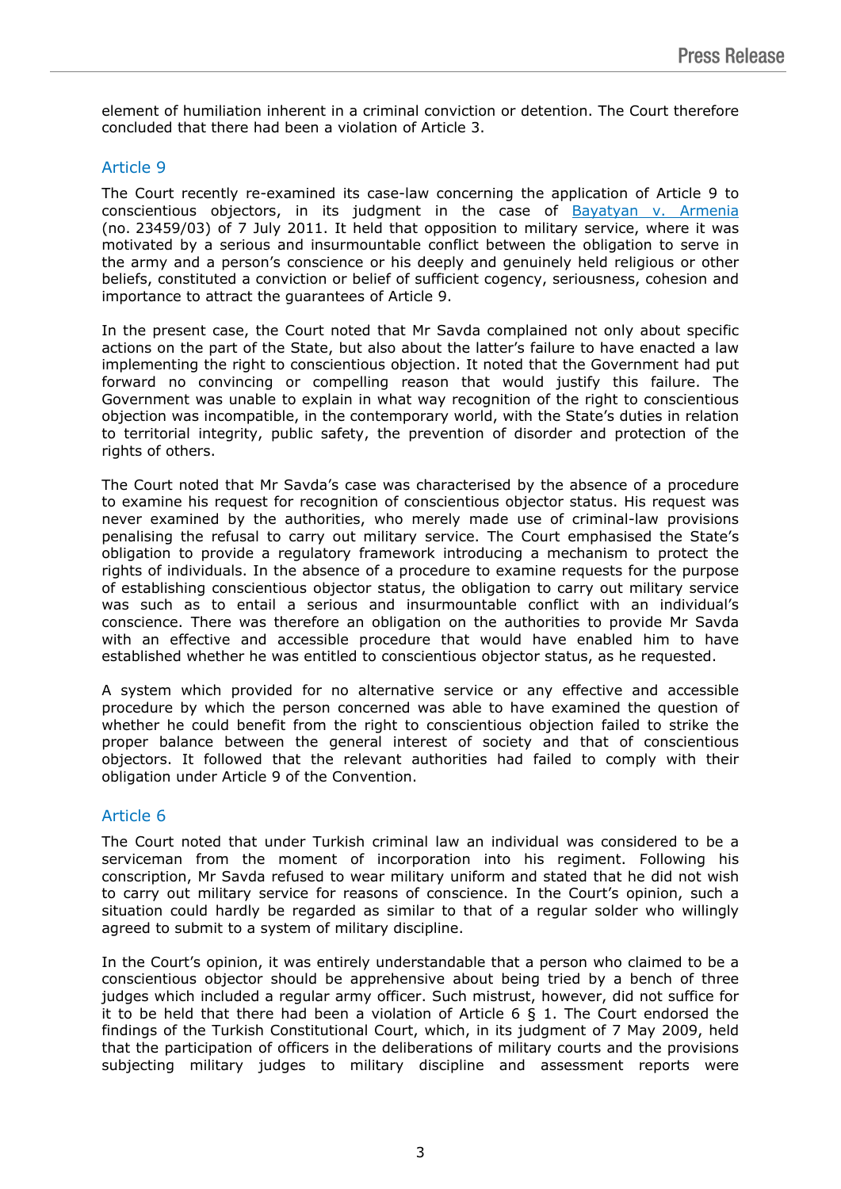element of humiliation inherent in a criminal conviction or detention. The Court therefore concluded that there had been a violation of Article 3.

## Article 9

The Court recently re-examined its case-law concerning the application of Article 9 to conscientious objectors, in its judgment in the case of Bayatyan v. Armenia (no. 23459/03) of 7 July 2011. It held that opposition to military service, where it was motivated by a serious and insurmountable conflict between the obligation to serve in the army and a person's conscience or his deeply and genuinely held religious or other beliefs, constituted a conviction or belief of sufficient cogency, seriousness, cohesion and importance to attract the guarantees of Article 9.

In the present case, the Court noted that Mr Savda complained not only about specific actions on the part of the State, but also about the latter's failure to have enacted a law implementing the right to conscientious objection. It noted that the Government had put forward no convincing or compelling reason that would justify this failure. The Government was unable to explain in what way recognition of the right to conscientious objection was incompatible, in the contemporary world, with the State's duties in relation to territorial integrity, public safety, the prevention of disorder and protection of the rights of others.

The Court noted that Mr Savda's case was characterised by the absence of a procedure to examine his request for recognition of conscientious objector status. His request was never examined by the authorities, who merely made use of criminal-law provisions penalising the refusal to carry out military service. The Court emphasised the State's obligation to provide a regulatory framework introducing a mechanism to protect the rights of individuals. In the absence of a procedure to examine requests for the purpose of establishing conscientious objector status, the obligation to carry out military service was such as to entail a serious and insurmountable conflict with an individual's conscience. There was therefore an obligation on the authorities to provide Mr Savda with an effective and accessible procedure that would have enabled him to have established whether he was entitled to conscientious objector status, as he requested.

A system which provided for no alternative service or any effective and accessible procedure by which the person concerned was able to have examined the question of whether he could benefit from the right to conscientious objection failed to strike the proper balance between the general interest of society and that of conscientious objectors. It followed that the relevant authorities had failed to comply with their obligation under Article 9 of the Convention.

## Article 6

The Court noted that under Turkish criminal law an individual was considered to be a serviceman from the moment of incorporation into his regiment. Following his conscription, Mr Savda refused to wear military uniform and stated that he did not wish to carry out military service for reasons of conscience. In the Court's opinion, such a situation could hardly be regarded as similar to that of a regular soldier who willingly agreed to submit to a system of military discipline.

In the Court's opinion, it was entirely understandable that a person who claimed to be a conscientious objector should be apprehensive about being tried by a bench of three judges which included a regular army officer. Such mistrust, however, did not suffice for it to be held that there had been a violation of Article 6 § 1. The Court endorsed the findings of the Turkish Constitutional Court, which, in its judgment of 7 May 2009, held that the participation of officers in the deliberations of military courts and the provisions subjecting military judges to military discipline and assessment reports were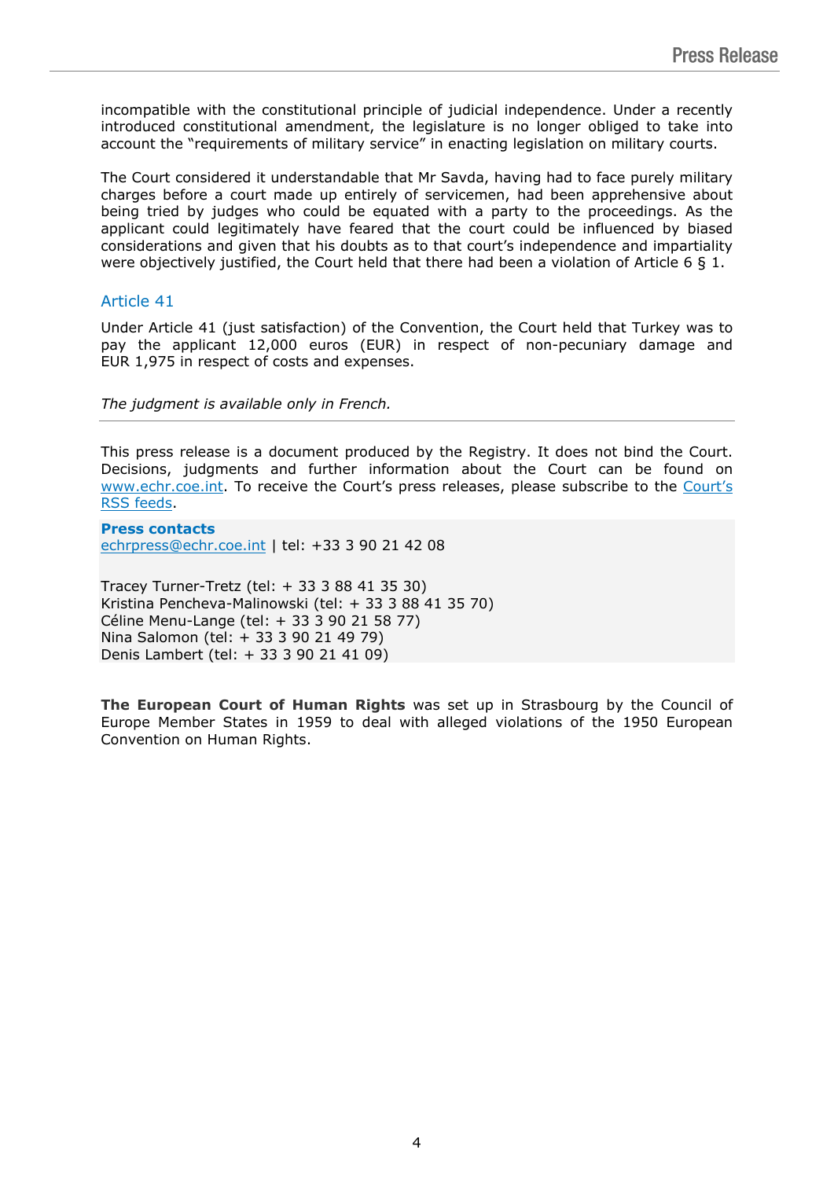incompatible with the constitutional principle of judicial independence. Under a recently introduced constitutional amendment, the legislature is no longer obliged to take into account the “requirements of military service” in enacting legislation on military courts.

The Court considered it understandable that Mr Savda, having had to face purely military charges before a court made up entirely of servicemen, had been apprehensive about being tried by judges who could be equated with a party to the proceedings. As the applicant could legitimately have feared that the court could be influenced by biased considerations and given that his doubts as to that court’s independence and impartiality were objectively justified, the Court held that there had been a violation of Article 6 § 1.

### Article 41

Under Article 41 (just satisfaction) of the Convention, the Court held that Turkey was to pay the applicant 12,000 euros (EUR) in respect of non-pecuniary damage and EUR 1,975 in respect of costs and expenses.

*The judgment is available only in French.*

---

This press release is a document produced by the Registry. It does not bind the Court. Decisions, judgments and further information about the Court can be found on www.echr.coe.int. To receive the Court’s press releases, please subscribe to the Court’s RSS feeds.

**Press contacts**
echrpress@echr.coe.int | tel: +33 3 90 21 42 08

Tracey Turner-Tretz (tel: + 33 3 88 41 35 30)
Kristina Pencheva-Malinowski (tel: + 33 3 88 41 35 70)
Céline Menu-Lange (tel: + 33 3 90 21 58 77)
Nina Salomon (tel: + 33 3 90 21 49 79)
Denis Lambert (tel: + 33 3 90 21 41 09)

**The European Court of Human Rights** was set up in Strasbourg by the Council of Europe Member States in 1959 to deal with alleged violations of the 1950 European Convention on Human Rights.